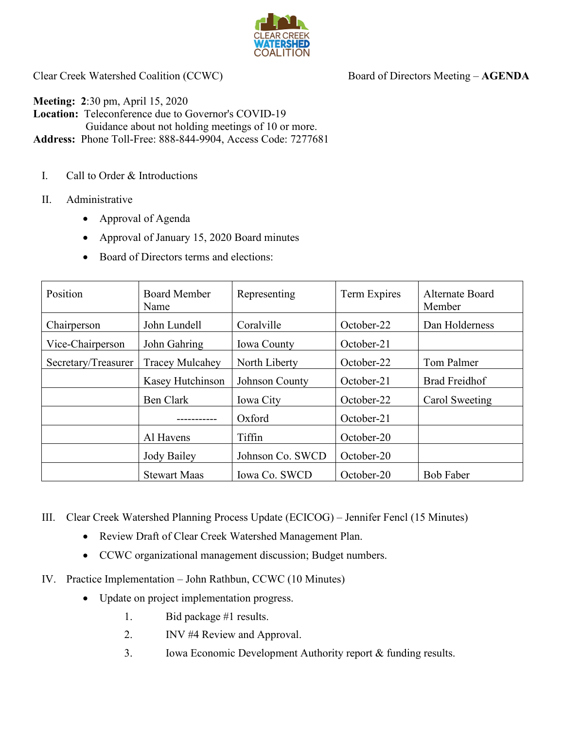Clear Creek Watershed Coalition (CCWC) — Board of Directors Meeting – **AGENDA**

**Meeting:** **2**:30 pm, April 15, 2020
**Location:** Teleconference due to Governor's COVID-19 Guidance about not holding meetings of 10 or more.
**Address:** Phone Toll-Free: 888-844-9904, Access Code: 7277681

I. Call to Order & Introductions

II. Administrative

- Approval of Agenda
- Approval of January 15, 2020 Board minutes
- Board of Directors terms and elections:

| Position | Board Member Name | Representing | Term Expires | Alternate Board Member |
|---|---|---|---|---|
| Chairperson | John Lundell | Coralville | October-22 | Dan Holderness |
| Vice-Chairperson | John Gahring | Iowa County | October-21 | |
| Secretary/Treasurer | Tracey Mulcahey | North Liberty | October-22 | Tom Palmer |
| | Kasey Hutchinson | Johnson County | October-21 | Brad Freidhof |
| | Ben Clark | Iowa City | October-22 | Carol Sweeting |
| | ----------- | Oxford | October-21 | |
| | Al Havens | Tiffin | October-20 | |
| | Jody Bailey | Johnson Co. SWCD | October-20 | |
| | Stewart Maas | Iowa Co. SWCD | October-20 | Bob Faber |

III. Clear Creek Watershed Planning Process Update (ECICOG) – Jennifer Fencl (15 Minutes)

- Review Draft of Clear Creek Watershed Management Plan.
- CCWC organizational management discussion; Budget numbers.

IV. Practice Implementation – John Rathbun, CCWC (10 Minutes)

- Update on project implementation progress.
  1. Bid package #1 results.
  2. INV #4 Review and Approval.
  3. Iowa Economic Development Authority report & funding results.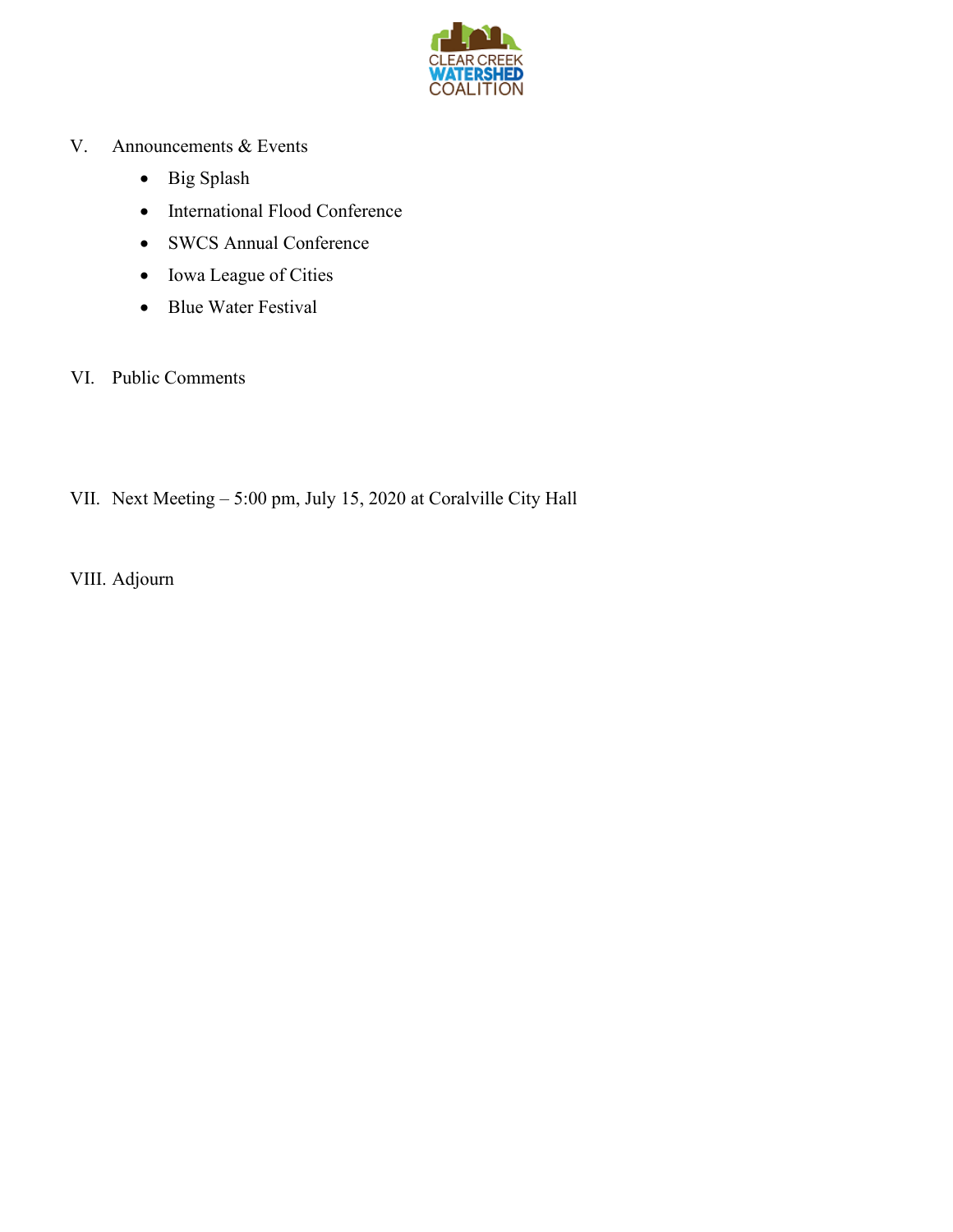CLEAR CREEK WATERSHED COALITION

V. Announcements & Events

- Big Splash
- International Flood Conference
- SWCS Annual Conference
- Iowa League of Cities
- Blue Water Festival

VI. Public Comments

VII. Next Meeting – 5:00 pm, July 15, 2020 at Coralville City Hall

VIII. Adjourn